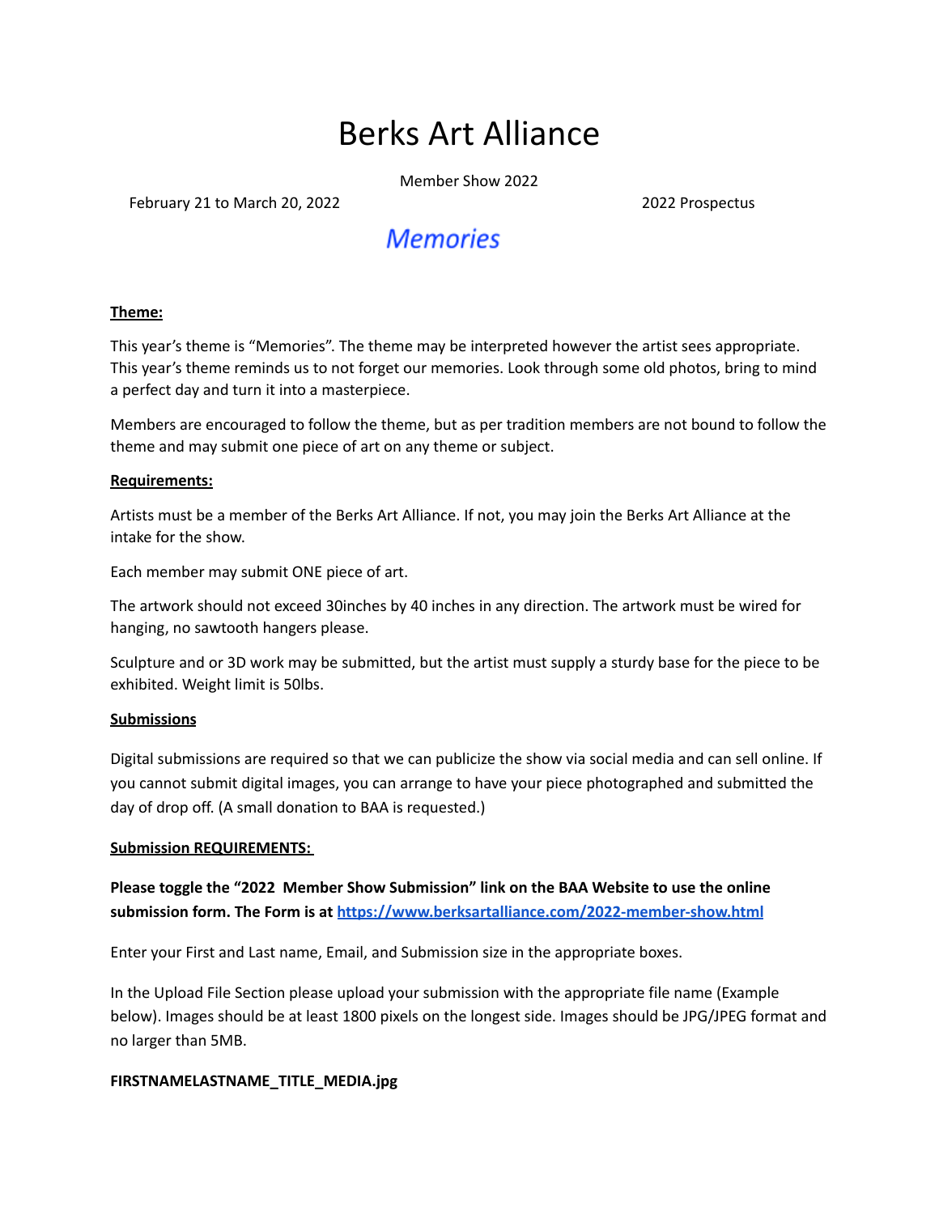# Berks Art Alliance

Member Show 2022

February 21 to March 20, 2022 2022 Prospectus

## *Memories*

**Theme:**

This year's theme is "Memories". The theme may be interpreted however the artist sees appropriate. This year's theme reminds us to not forget our memories. Look through some old photos, bring to mind a perfect day and turn it into a masterpiece.

Members are encouraged to follow the theme, but as per tradition members are not bound to follow the theme and may submit one piece of art on any theme or subject.

**Requirements:**

Artists must be a member of the Berks Art Alliance. If not, you may join the Berks Art Alliance at the intake for the show.

Each member may submit ONE piece of art.

The artwork should not exceed 30inches by 40 inches in any direction. The artwork must be wired for hanging, no sawtooth hangers please.

Sculpture and or 3D work may be submitted, but the artist must supply a sturdy base for the piece to be exhibited. Weight limit is 50lbs.

**Submissions**

Digital submissions are required so that we can publicize the show via social media and can sell online. If you cannot submit digital images, you can arrange to have your piece photographed and submitted the day of drop off. (A small donation to BAA is requested.)

**Submission REQUIREMENTS:**

**Please toggle the "2022 Member Show Submission" link on the BAA Website to use the online submission form. The Form is at [https://www.berksartalliance.com/2022-member-show.html](https://www.berksartalliance.com/2022-member-show.html)**

Enter your First and Last name, Email, and Submission size in the appropriate boxes.

In the Upload File Section please upload your submission with the appropriate file name (Example below). Images should be at least 1800 pixels on the longest side. Images should be JPG/JPEG format and no larger than 5MB.

**FIRSTNAMELASTNAME_TITLE_MEDIA.jpg**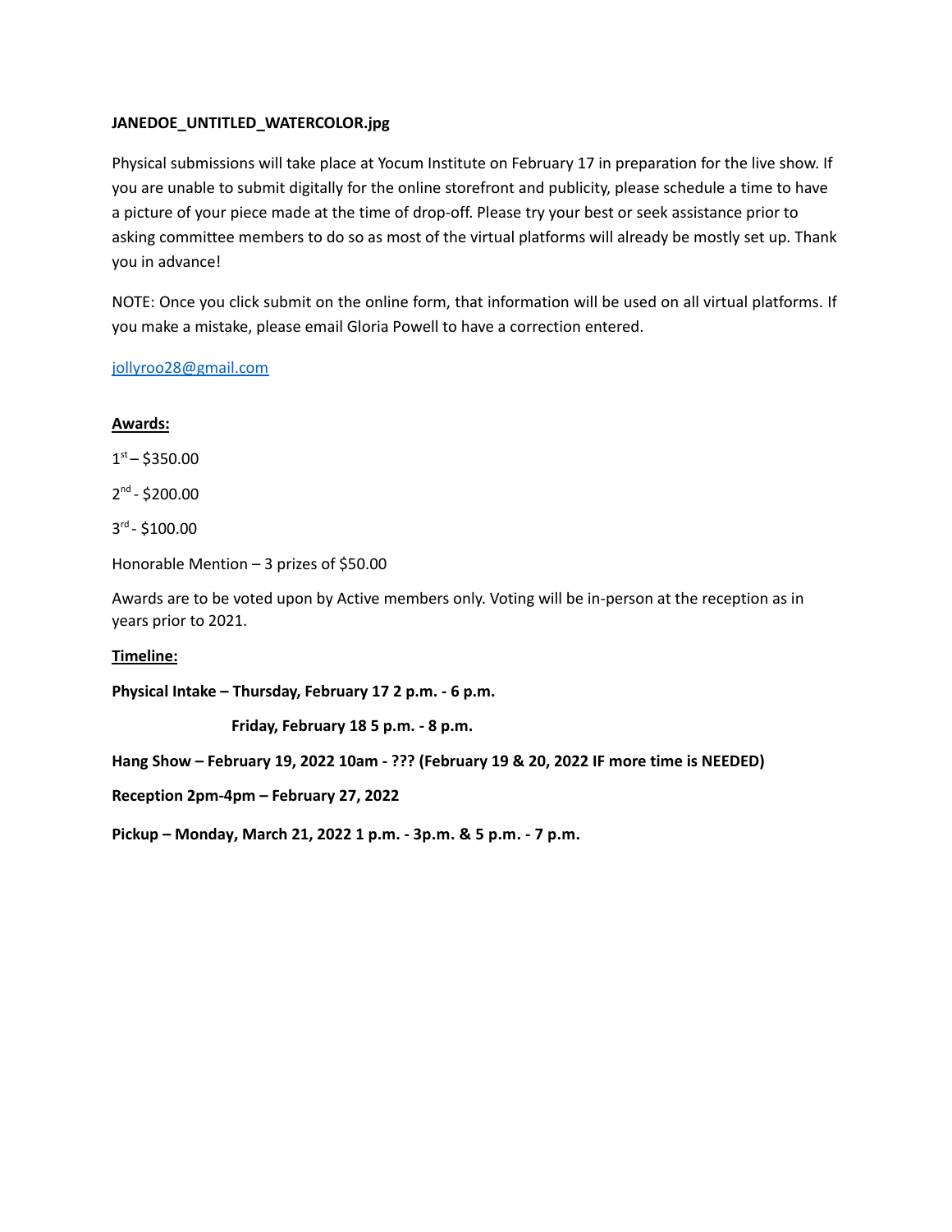**JANEDOE_UNTITLED_WATERCOLOR.jpg**

Physical submissions will take place at Yocum Institute on February 17 in preparation for the live show. If you are unable to submit digitally for the online storefront and publicity, please schedule a time to have a picture of your piece made at the time of drop-off. Please try your best or seek assistance prior to asking committee members to do so as most of the virtual platforms will already be mostly set up. Thank you in advance!

NOTE: Once you click submit on the online form, that information will be used on all virtual platforms. If you make a mistake, please email Gloria Powell to have a correction entered.

[jollyroo28@gmail.com](mailto:jollyroo28@gmail.com)

**Awards:**

1st – $350.00

2nd - $200.00

3rd - $100.00

Honorable Mention – 3 prizes of $50.00

Awards are to be voted upon by Active members only. Voting will be in-person at the reception as in years prior to 2021.

**Timeline:**

**Physical Intake – Thursday, February 17 2 p.m. - 6 p.m.**

**Friday, February 18 5 p.m. - 8 p.m.**

**Hang Show – February 19, 2022 10am - ??? (February 19 & 20, 2022 IF more time is NEEDED)**

**Reception 2pm-4pm – February 27, 2022**

**Pickup – Monday, March 21, 2022 1 p.m. - 3p.m. & 5 p.m. - 7 p.m.**